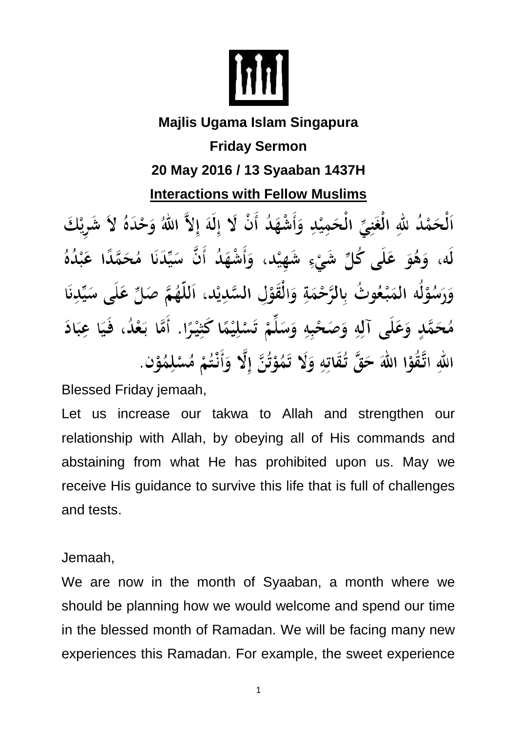**Majlis Ugama Islam Singapura**

**Friday Sermon**

**20 May 2016 / 13 Syaaban 1437H**

## Interactions with Fellow Muslims

اَلْحَمْدُ للهِ الْغَنِيِّ الْحَمِيْدِ وَأَشْهَدُ أَنْ لَا إِلَهَ إِلاَّ اللهُ وَحْدَهُ لاَ شَرِيْكَ لَه، وَهُوَ عَلَى كُلِّ شَيْءٍ شَهِيْد، وَأَشْهَدُ أَنَّ سَيِّدَنَا مُحَمَّدًا عَبْدُهُ وَرَسُوْلُه المَبْعُوثُ بِالرَّحْمَةِ وَالْقَوْلِ السَّدِيْد، اَللّهُمَّ صَلِّ عَلَى سَيِّدِنَا مُحَمَّدٍ وَعَلَى آلِهِ وَصَحْبِهِ وَسَلِّمْ تَسْلِيْمًا كَثِيْرًا. أَمَّا بَعْدُ، فَيَا عِبَادَ اللهِ اتَّقُوْا اللهَ حَقَّ تُقَاتِهِ وَلَا تَمُوْتُنَّ إِلَّا وَأَنْتُمْ مُسْلِمُوْن.

Blessed Friday jemaah,

Let us increase our takwa to Allah and strengthen our relationship with Allah, by obeying all of His commands and abstaining from what He has prohibited upon us. May we receive His guidance to survive this life that is full of challenges and tests.

Jemaah,

We are now in the month of Syaaban, a month where we should be planning how we would welcome and spend our time in the blessed month of Ramadan. We will be facing many new experiences this Ramadan. For example, the sweet experience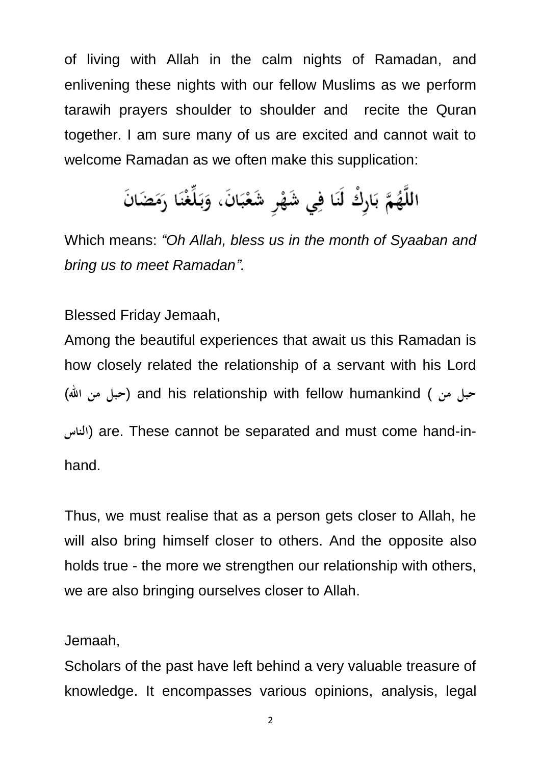of living with Allah in the calm nights of Ramadan, and enlivening these nights with our fellow Muslims as we perform tarawih prayers shoulder to shoulder and recite the Quran together. I am sure many of us are excited and cannot wait to welcome Ramadan as we often make this supplication:

اللَّهُمَّ بَارِكْ لَنَا فِي شَهْرِ شَعْبَانَ، وَبَلِّغْنَا رَمَضَانَ

Which means: *"Oh Allah, bless us in the month of Syaaban and bring us to meet Ramadan".*

Blessed Friday Jemaah,

Among the beautiful experiences that await us this Ramadan is how closely related the relationship of a servant with his Lord (حبل من الله) and his relationship with fellow humankind (حبل من الناس) are. These cannot be separated and must come hand-in-hand.

Thus, we must realise that as a person gets closer to Allah, he will also bring himself closer to others. And the opposite also holds true - the more we strengthen our relationship with others, we are also bringing ourselves closer to Allah.

Jemaah,

Scholars of the past have left behind a very valuable treasure of knowledge. It encompasses various opinions, analysis, legal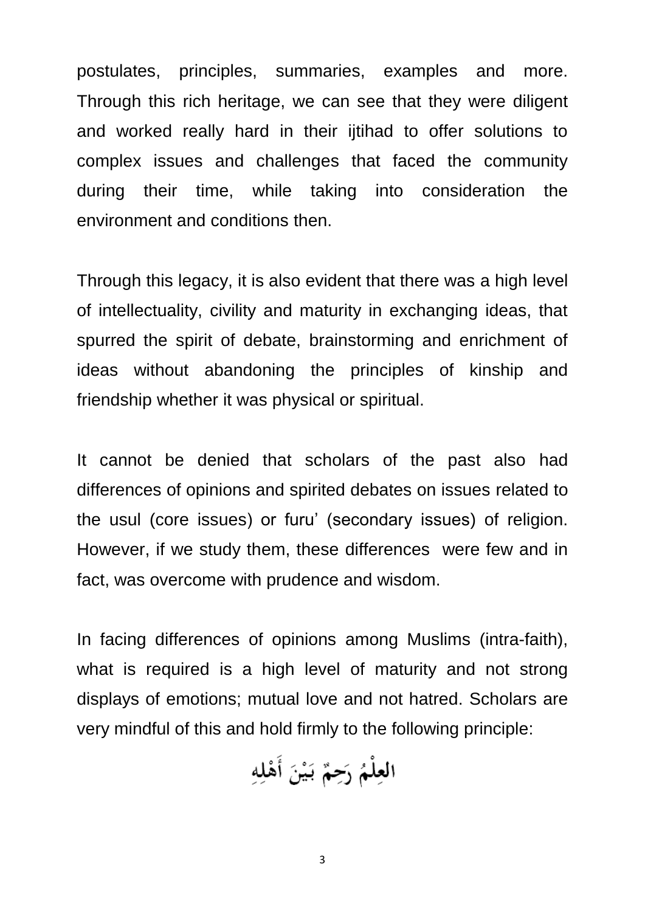postulates, principles, summaries, examples and more. Through this rich heritage, we can see that they were diligent and worked really hard in their ijtihad to offer solutions to complex issues and challenges that faced the community during their time, while taking into consideration the environment and conditions then.

Through this legacy, it is also evident that there was a high level of intellectuality, civility and maturity in exchanging ideas, that spurred the spirit of debate, brainstorming and enrichment of ideas without abandoning the principles of kinship and friendship whether it was physical or spiritual.

It cannot be denied that scholars of the past also had differences of opinions and spirited debates on issues related to the usul (core issues) or furu' (secondary issues) of religion. However, if we study them, these differences were few and in fact, was overcome with prudence and wisdom.

In facing differences of opinions among Muslims (intra-faith), what is required is a high level of maturity and not strong displays of emotions; mutual love and not hatred. Scholars are very mindful of this and hold firmly to the following principle:

العِلْمُ رَحِمٌ بَيْنَ أَهْلِهِ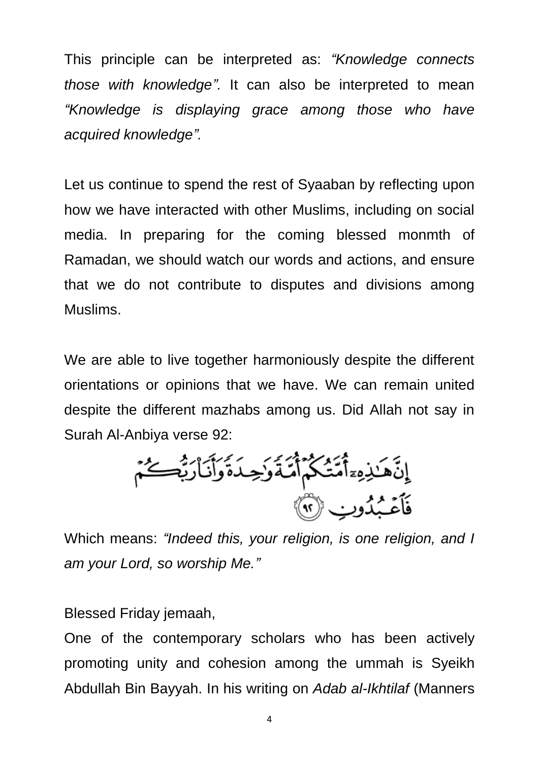This principle can be interpreted as: *"Knowledge connects those with knowledge".* It can also be interpreted to mean *"Knowledge is displaying grace among those who have acquired knowledge".*

Let us continue to spend the rest of Syaaban by reflecting upon how we have interacted with other Muslims, including on social media. In preparing for the coming blessed monmth of Ramadan, we should watch our words and actions, and ensure that we do not contribute to disputes and divisions among Muslims.

We are able to live together harmoniously despite the different orientations or opinions that we have. We can remain united despite the different mazhabs among us. Did Allah not say in Surah Al-Anbiya verse 92:

إِنَّ هَٰذِهِۦٓ أُمَّتُكُمْ أُمَّةً وَٰحِدَةً وَأَنَا۠ رَبُّكُمْ فَٱعْبُدُونِ ﴿٩٢﴾

Which means: *"Indeed this, your religion, is one religion, and I am your Lord, so worship Me."*

Blessed Friday jemaah,

One of the contemporary scholars who has been actively promoting unity and cohesion among the ummah is Syeikh Abdullah Bin Bayyah. In his writing on *Adab al-Ikhtilaf* (Manners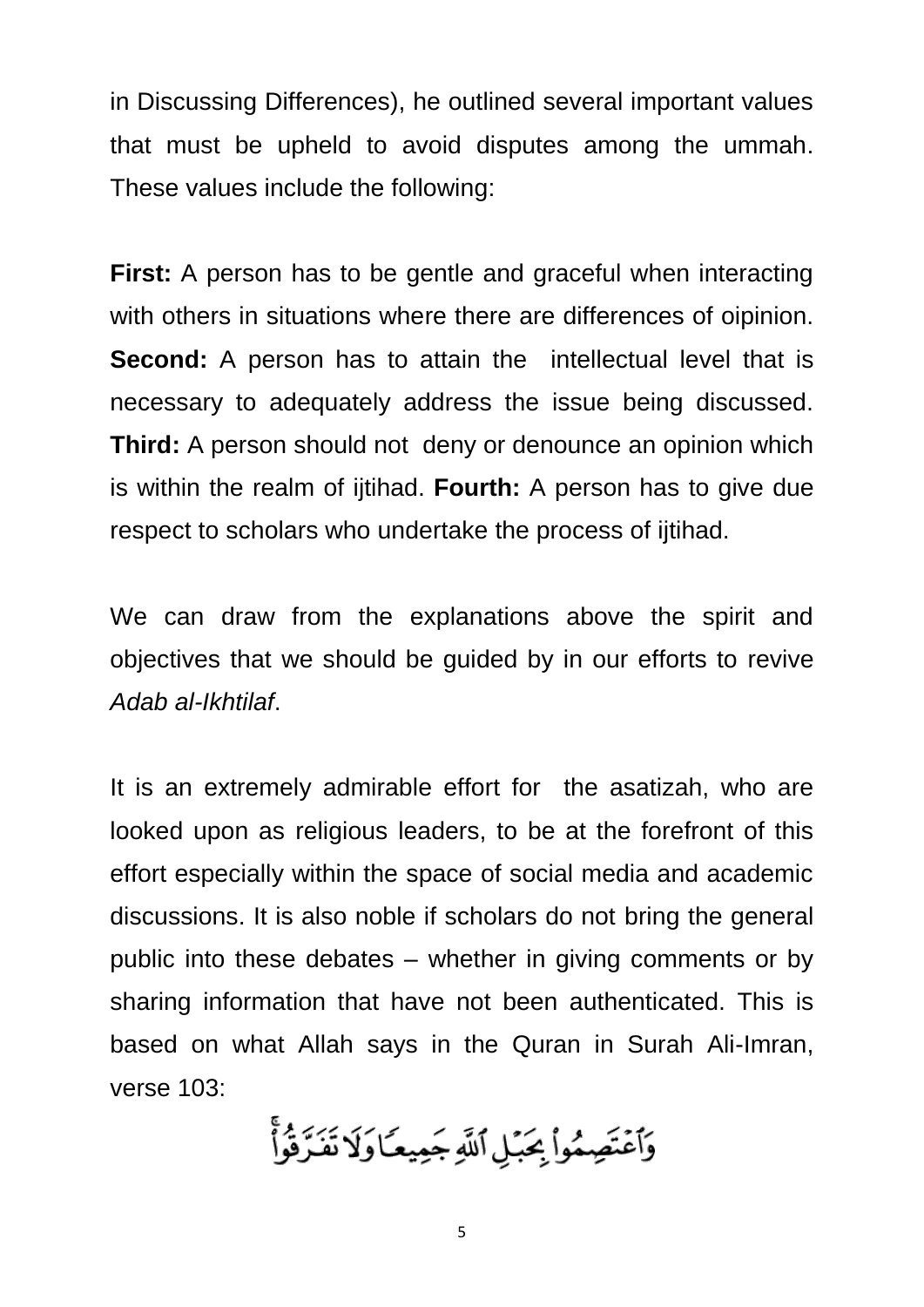in Discussing Differences), he outlined several important values that must be upheld to avoid disputes among the ummah. These values include the following:

**First:** A person has to be gentle and graceful when interacting with others in situations where there are differences of oipinion. **Second:** A person has to attain the intellectual level that is necessary to adequately address the issue being discussed. **Third:** A person should not deny or denounce an opinion which is within the realm of ijtihad. **Fourth:** A person has to give due respect to scholars who undertake the process of ijtihad.

We can draw from the explanations above the spirit and objectives that we should be guided by in our efforts to revive *Adab al-Ikhtilaf*.

It is an extremely admirable effort for the asatizah, who are looked upon as religious leaders, to be at the forefront of this effort especially within the space of social media and academic discussions. It is also noble if scholars do not bring the general public into these debates – whether in giving comments or by sharing information that have not been authenticated. This is based on what Allah says in the Quran in Surah Ali-Imran, verse 103:

وَٱعْتَصِمُوا۟ بِحَبْلِ ٱللَّهِ جَمِيعًا وَلَا تَفَرَّقُوا۟ۚ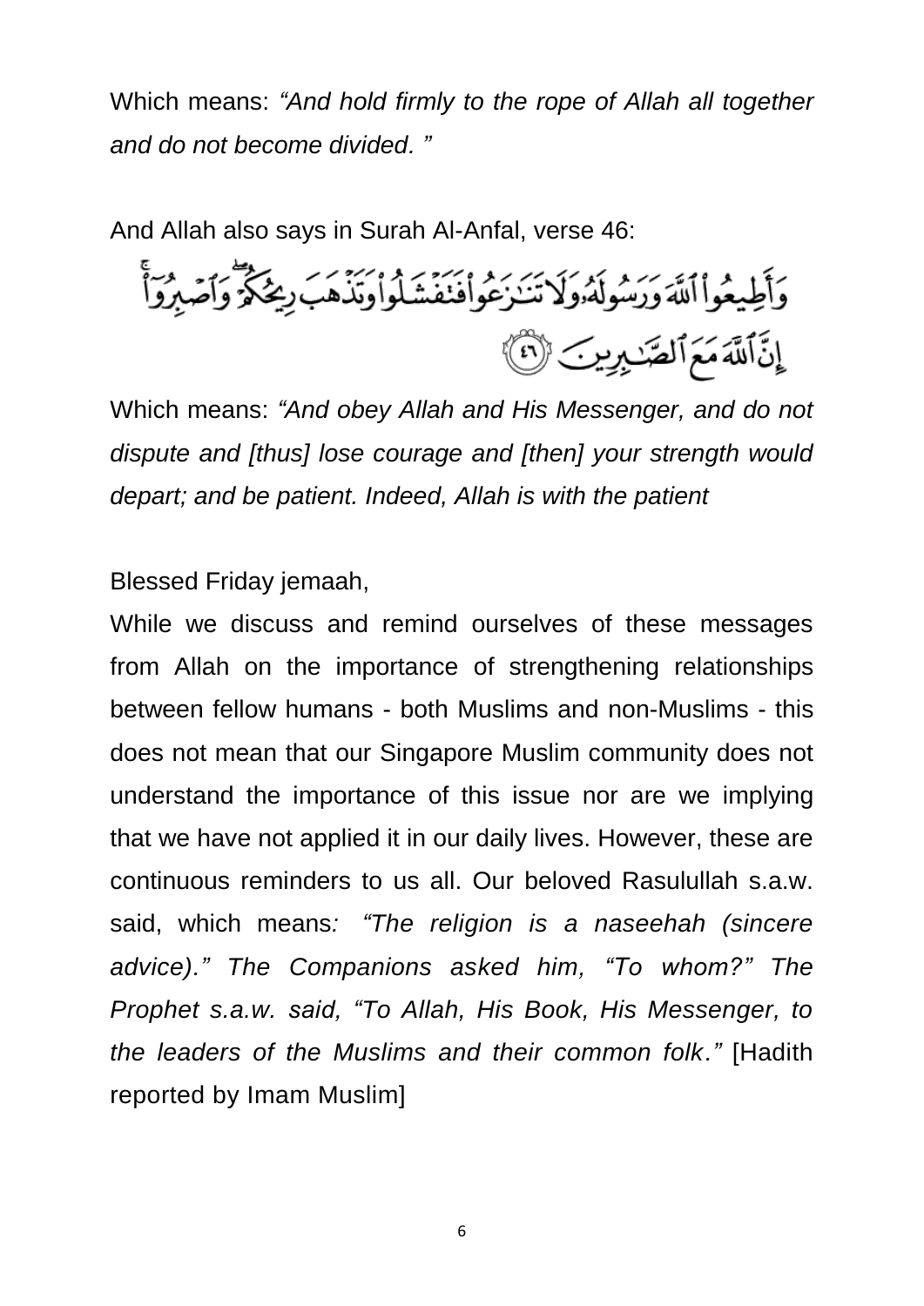Which means: *"And hold firmly to the rope of Allah all together and do not become divided. "*

And Allah also says in Surah Al-Anfal, verse 46:

وَأَطِيعُوا۟ ٱللَّهَ وَرَسُولَهُۥ وَلَا تَنَـٰزَعُوا۟ فَتَفْشَلُوا۟ وَتَذْهَبَ رِيحُكُمْ ۖ وَٱصْبِرُوٓا۟ ۚ إِنَّ ٱللَّهَ مَعَ ٱلصَّـٰبِرِينَ ﴿٤٦﴾

Which means: *"And obey Allah and His Messenger, and do not dispute and [thus] lose courage and [then] your strength would depart; and be patient. Indeed, Allah is with the patient*

Blessed Friday jemaah,

While we discuss and remind ourselves of these messages from Allah on the importance of strengthening relationships between fellow humans - both Muslims and non-Muslims - this does not mean that our Singapore Muslim community does not understand the importance of this issue nor are we implying that we have not applied it in our daily lives. However, these are continuous reminders to us all. Our beloved Rasulullah s.a.w. said, which means*: "The religion is a naseehah (sincere advice)." The Companions asked him, "To whom?" The Prophet s.a.w. said, "To Allah, His Book, His Messenger, to the leaders of the Muslims and their common folk."* [Hadith reported by Imam Muslim]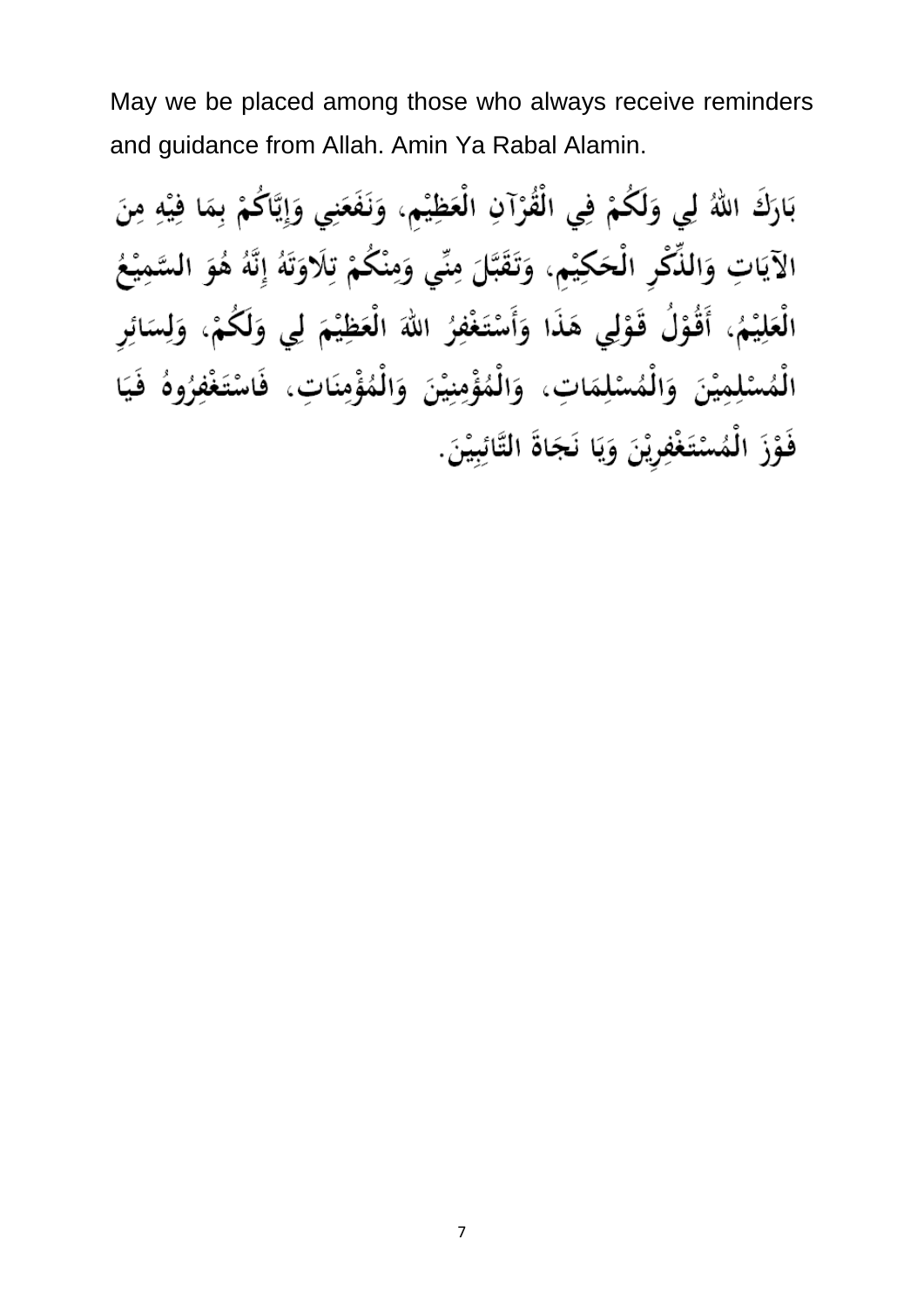May we be placed among those who always receive reminders and guidance from Allah. Amin Ya Rabal Alamin.

بَارَكَ اللهُ لِي وَلَكُمْ فِي الْقُرْآنِ الْعَظِيْمِ، وَنَفَعَنِي وَإِيَّاكُمْ بِمَا فِيْهِ مِنَ الآيَاتِ وَالذِّكْرِ الْحَكِيْمِ، وَتَقَبَّلَ مِنِّي وَمِنْكُمْ تِلَاوَتَهُ إِنَّهُ هُوَ السَّمِيْعُ الْعَلِيْمُ، أَقُوْلُ قَوْلِي هَذَا وَأَسْتَغْفِرُ اللهَ الْعَظِيْمَ لِي وَلَكُمْ، وَلِسَائِرِ الْمُسْلِمِيْنَ وَالْمُسْلِمَاتِ، وَالْمُؤْمِنِيْنَ وَالْمُؤْمِنَاتِ، فَاسْتَغْفِرُوهُ فَيَا فَوْزَ الْمُسْتَغْفِرِيْنَ وَيَا نَجَاةَ التَّائِبِيْنَ.